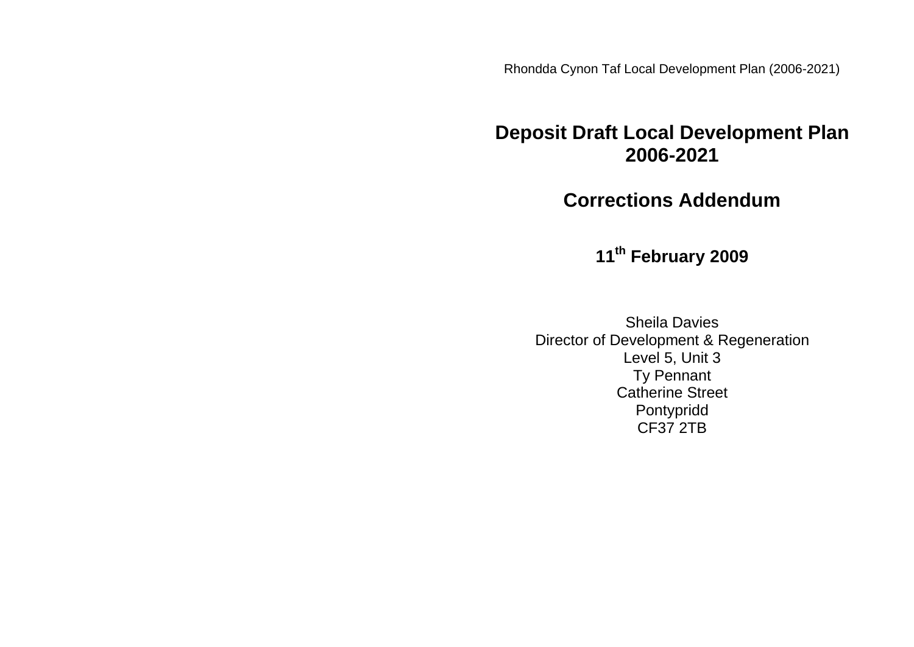Rhondda Cynon Taf Local Development Plan (2006-2021)

# Deposit Draft Local Development Plan 2006-2021

# Corrections Addendum

**11th February 2009**

Sheila Davies
Director of Development & Regeneration
Level 5, Unit 3
Ty Pennant
Catherine Street
Pontypridd
CF37 2TB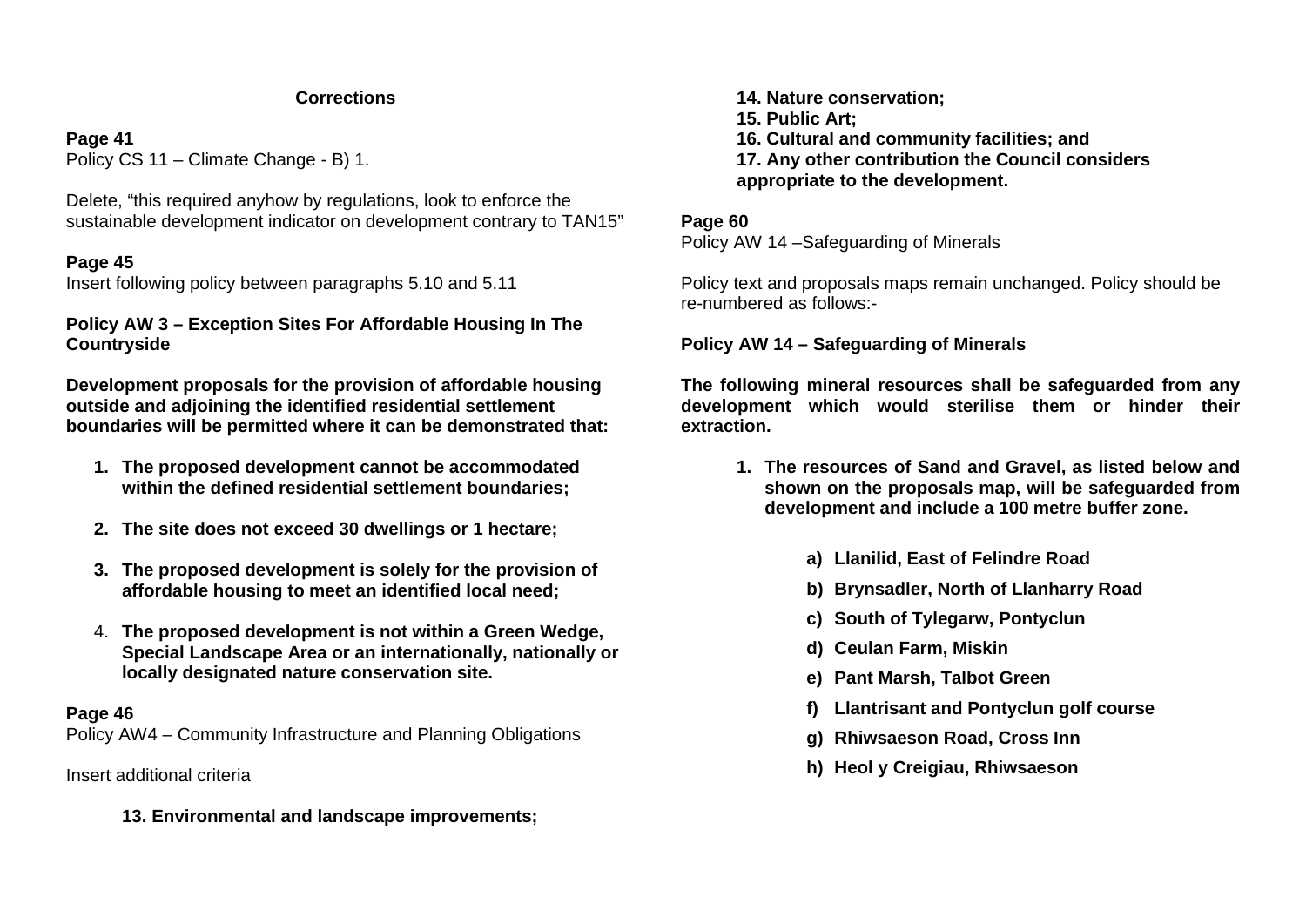## Corrections

**Page 41**
Policy CS 11 – Climate Change - B) 1.

Delete, "this required anyhow by regulations, look to enforce the sustainable development indicator on development contrary to TAN15"

**Page 45**
Insert following policy between paragraphs 5.10 and 5.11

**Policy AW 3 – Exception Sites For Affordable Housing In The Countryside**

**Development proposals for the provision of affordable housing outside and adjoining the identified residential settlement boundaries will be permitted where it can be demonstrated that:**

1. **The proposed development cannot be accommodated within the defined residential settlement boundaries;**
2. **The site does not exceed 30 dwellings or 1 hectare;**
3. **The proposed development is solely for the provision of affordable housing to meet an identified local need;**
4. **The proposed development is not within a Green Wedge, Special Landscape Area or an internationally, nationally or locally designated nature conservation site.**

**Page 46**
Policy AW4 – Community Infrastructure and Planning Obligations

Insert additional criteria

**13. Environmental and landscape improvements;**
**14. Nature conservation;**
**15. Public Art;**
**16. Cultural and community facilities; and**
**17. Any other contribution the Council considers appropriate to the development.**

**Page 60**
Policy AW 14 –Safeguarding of Minerals

Policy text and proposals maps remain unchanged. Policy should be re-numbered as follows:-

**Policy AW 14 – Safeguarding of Minerals**

**The following mineral resources shall be safeguarded from any development which would sterilise them or hinder their extraction.**

1. **The resources of Sand and Gravel, as listed below and shown on the proposals map, will be safeguarded from development and include a 100 metre buffer zone.**

    a) **Llanilid, East of Felindre Road**
    b) **Brynsadler, North of Llanharry Road**
    c) **South of Tylegarw, Pontyclun**
    d) **Ceulan Farm, Miskin**
    e) **Pant Marsh, Talbot Green**
    f) **Llantrisant and Pontyclun golf course**
    g) **Rhiwsaeson Road, Cross Inn**
    h) **Heol y Creigiau, Rhiwsaeson**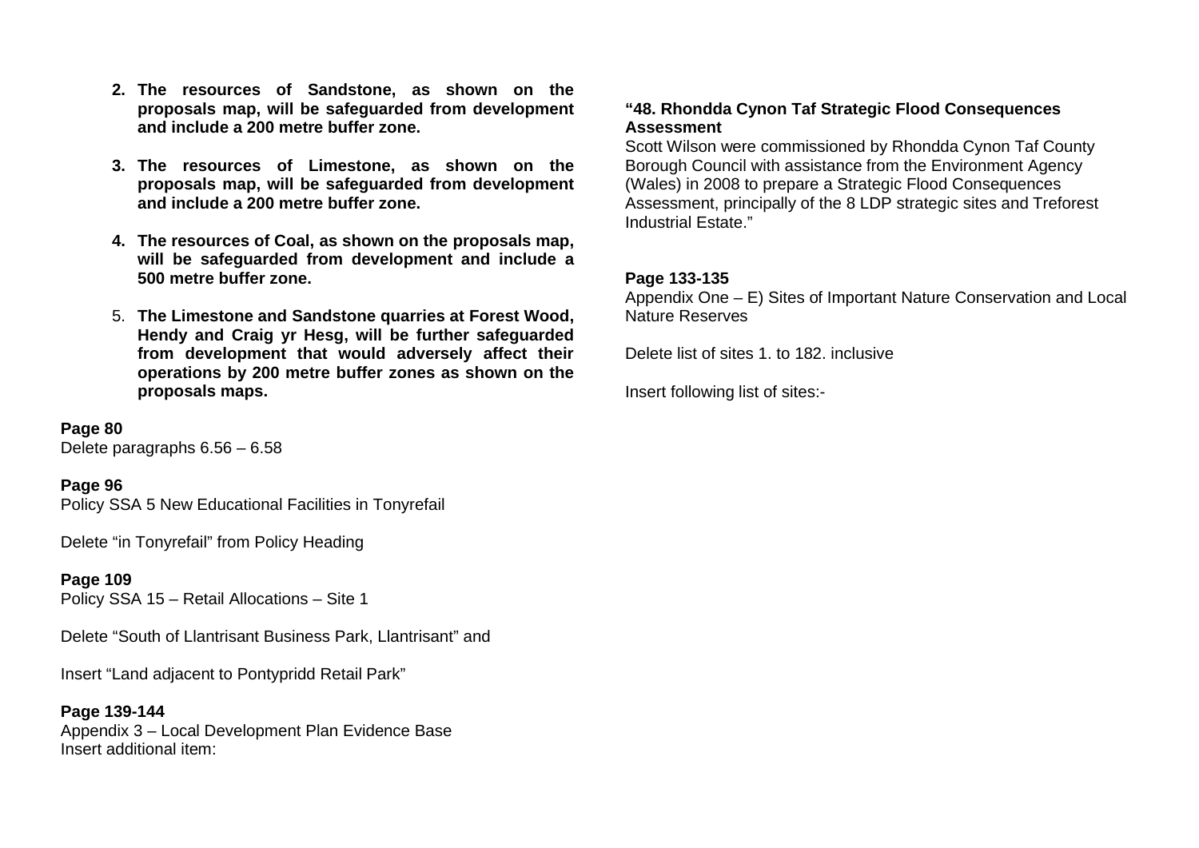2. **The resources of Sandstone, as shown on the proposals map, will be safeguarded from development and include a 200 metre buffer zone.**

3. **The resources of Limestone, as shown on the proposals map, will be safeguarded from development and include a 200 metre buffer zone.**

4. **The resources of Coal, as shown on the proposals map, will be safeguarded from development and include a 500 metre buffer zone.**

5. **The Limestone and Sandstone quarries at Forest Wood, Hendy and Craig yr Hesg, will be further safeguarded from development that would adversely affect their operations by 200 metre buffer zones as shown on the proposals maps.**

**Page 80**
Delete paragraphs 6.56 – 6.58

**Page 96**
Policy SSA 5 New Educational Facilities in Tonyrefail

Delete "in Tonyrefail" from Policy Heading

**Page 109**
Policy SSA 15 – Retail Allocations – Site 1

Delete "South of Llantrisant Business Park, Llantrisant" and

Insert "Land adjacent to Pontypridd Retail Park"

**Page 139-144**
Appendix 3 – Local Development Plan Evidence Base
Insert additional item:

**"48. Rhondda Cynon Taf Strategic Flood Consequences Assessment**
Scott Wilson were commissioned by Rhondda Cynon Taf County Borough Council with assistance from the Environment Agency (Wales) in 2008 to prepare a Strategic Flood Consequences Assessment, principally of the 8 LDP strategic sites and Treforest Industrial Estate."

**Page 133-135**
Appendix One – E) Sites of Important Nature Conservation and Local Nature Reserves

Delete list of sites 1. to 182. inclusive

Insert following list of sites:-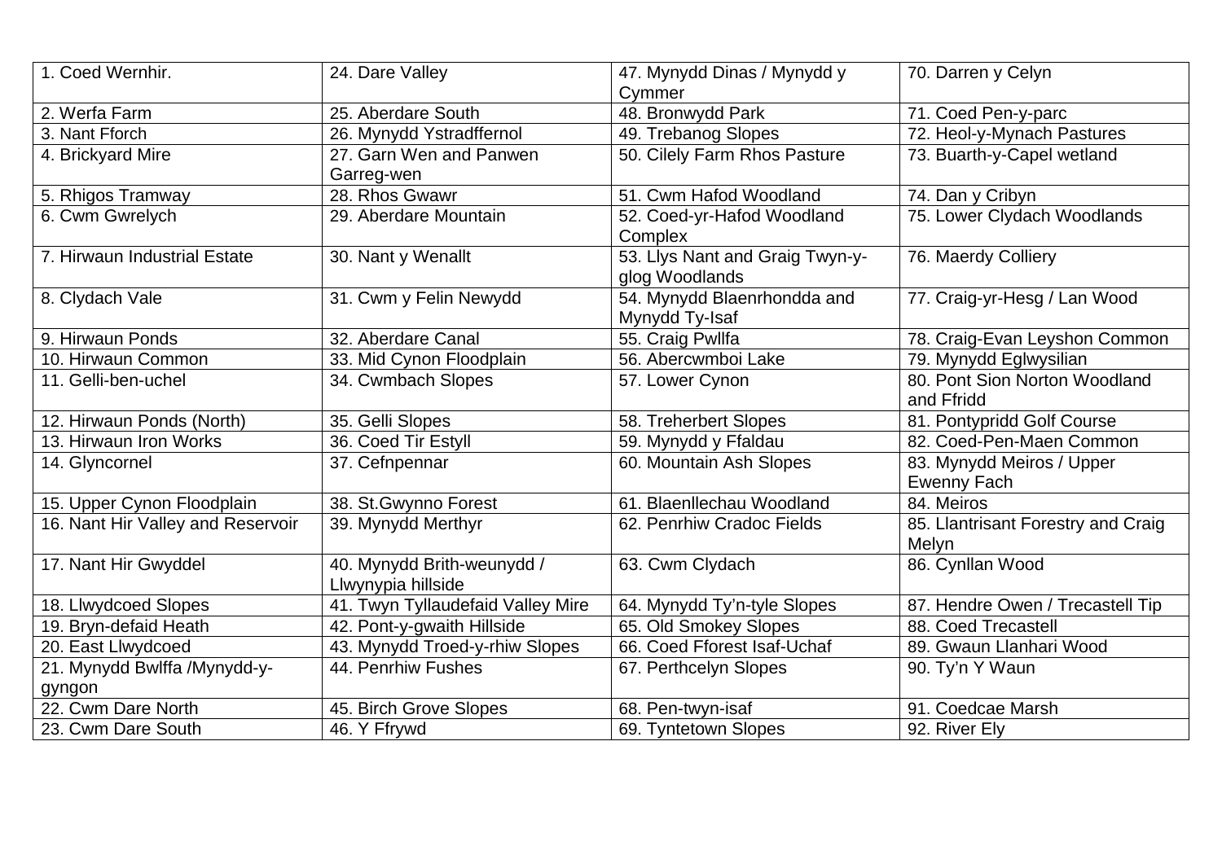| 1. Coed Wernhir. | 24. Dare Valley | 47. Mynydd Dinas / Mynydd y Cymmer | 70. Darren y Celyn |
| --- | --- | --- | --- |
| 2. Werfa Farm | 25. Aberdare South | 48. Bronwydd Park | 71. Coed Pen-y-parc |
| 3. Nant Fforch | 26. Mynydd Ystradffernol | 49. Trebanog Slopes | 72. Heol-y-Mynach Pastures |
| 4. Brickyard Mire | 27. Garn Wen and Panwen Garreg-wen | 50. Cilely Farm Rhos Pasture | 73. Buarth-y-Capel wetland |
| 5. Rhigos Tramway | 28. Rhos Gwawr | 51. Cwm Hafod Woodland | 74. Dan y Cribyn |
| 6. Cwm Gwrelych | 29. Aberdare Mountain | 52. Coed-yr-Hafod Woodland Complex | 75. Lower Clydach Woodlands |
| 7. Hirwaun Industrial Estate | 30. Nant y Wenallt | 53. Llys Nant and Graig Twyn-y-glog Woodlands | 76. Maerdy Colliery |
| 8. Clydach Vale | 31. Cwm y Felin Newydd | 54. Mynydd Blaenrhondda and Mynydd Ty-Isaf | 77. Craig-yr-Hesg / Lan Wood |
| 9. Hirwaun Ponds | 32. Aberdare Canal | 55. Craig Pwllfa | 78. Craig-Evan Leyshon Common |
| 10. Hirwaun Common | 33. Mid Cynon Floodplain | 56. Abercwmboi Lake | 79. Mynydd Eglwysilian |
| 11. Gelli-ben-uchel | 34. Cwmbach Slopes | 57. Lower Cynon | 80. Pont Sion Norton Woodland and Ffridd |
| 12. Hirwaun Ponds (North) | 35. Gelli Slopes | 58. Treherbert Slopes | 81. Pontypridd Golf Course |
| 13. Hirwaun Iron Works | 36. Coed Tir Estyll | 59. Mynydd y Ffaldau | 82. Coed-Pen-Maen Common |
| 14. Glyncornel | 37. Cefnpennar | 60. Mountain Ash Slopes | 83. Mynydd Meiros / Upper Ewenny Fach |
| 15. Upper Cynon Floodplain | 38. St.Gwynno Forest | 61. Blaenllechau Woodland | 84. Meiros |
| 16. Nant Hir Valley and Reservoir | 39. Mynydd Merthyr | 62. Penrhiw Cradoc Fields | 85. Llantrisant Forestry and Craig Melyn |
| 17. Nant Hir Gwyddel | 40. Mynydd Brith-weunydd / Llwynypia hillside | 63. Cwm Clydach | 86. Cynllan Wood |
| 18. Llwydcoed Slopes | 41. Twyn Tyllaudefaid Valley Mire | 64. Mynydd Ty'n-tyle Slopes | 87. Hendre Owen / Trecastell Tip |
| 19. Bryn-defaid Heath | 42. Pont-y-gwaith Hillside | 65. Old Smokey Slopes | 88. Coed Trecastell |
| 20. East Llwydcoed | 43. Mynydd Troed-y-rhiw Slopes | 66. Coed Fforest Isaf-Uchaf | 89. Gwaun Llanhari Wood |
| 21. Mynydd Bwllfa /Mynydd-y-gyngon | 44. Penrhiw Fushes | 67. Perthcelyn Slopes | 90. Ty'n Y Waun |
| 22. Cwm Dare North | 45. Birch Grove Slopes | 68. Pen-twyn-isaf | 91. Coedcae Marsh |
| 23. Cwm Dare South | 46. Y Ffrywd | 69. Tyntetown Slopes | 92. River Ely |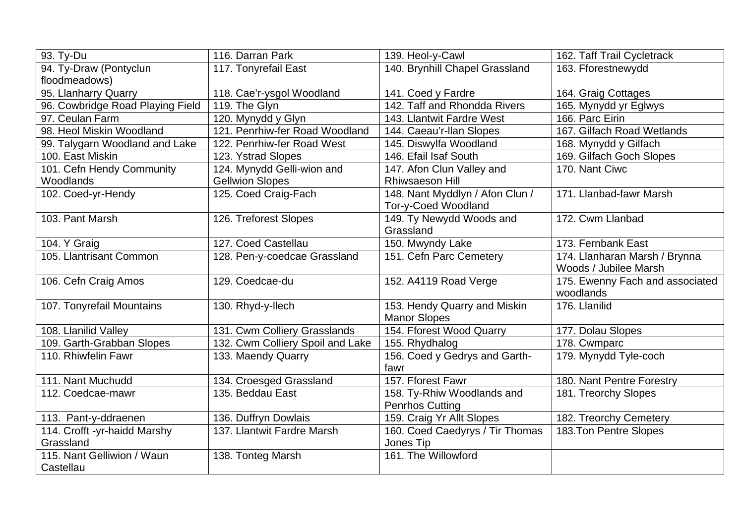| | | | |
|---|---|---|---|
| 93. Ty-Du | 116. Darran Park | 139. Heol-y-Cawl | 162. Taff Trail Cycletrack |
| 94. Ty-Draw (Pontyclun floodmeadows) | 117. Tonyrefail East | 140. Brynhill Chapel Grassland | 163. Fforestnewydd |
| 95. Llanharry Quarry | 118. Cae'r-ysgol Woodland | 141. Coed y Fardre | 164. Graig Cottages |
| 96. Cowbridge Road Playing Field | 119. The Glyn | 142. Taff and Rhondda Rivers | 165. Mynydd yr Eglwys |
| 97. Ceulan Farm | 120. Mynydd y Glyn | 143. Llantwit Fardre West | 166. Parc Eirin |
| 98. Heol Miskin Woodland | 121. Penrhiw-fer Road Woodland | 144. Caeau'r-llan Slopes | 167. Gilfach Road Wetlands |
| 99. Talygarn Woodland and Lake | 122. Penrhiw-fer Road West | 145. Diswylfa Woodland | 168. Mynydd y Gilfach |
| 100. East Miskin | 123. Ystrad Slopes | 146. Efail Isaf South | 169. Gilfach Goch Slopes |
| 101. Cefn Hendy Community Woodlands | 124. Mynydd Gelli-wion and Gellwion Slopes | 147. Afon Clun Valley and Rhiwsaeson Hill | 170. Nant Ciwc |
| 102. Coed-yr-Hendy | 125. Coed Craig-Fach | 148. Nant Myddlyn / Afon Clun / Tor-y-Coed Woodland | 171. Llanbad-fawr Marsh |
| 103. Pant Marsh | 126. Treforest Slopes | 149. Ty Newydd Woods and Grassland | 172. Cwm Llanbad |
| 104. Y Graig | 127. Coed Castellau | 150. Mwyndy Lake | 173. Fernbank East |
| 105. Llantrisant Common | 128. Pen-y-coedcae Grassland | 151. Cefn Parc Cemetery | 174. Llanharan Marsh / Brynna Woods / Jubilee Marsh |
| 106. Cefn Craig Amos | 129. Coedcae-du | 152. A4119 Road Verge | 175. Ewenny Fach and associated woodlands |
| 107. Tonyrefail Mountains | 130. Rhyd-y-llech | 153. Hendy Quarry and Miskin Manor Slopes | 176. Llanilid |
| 108. Llanilid Valley | 131. Cwm Colliery Grasslands | 154. Fforest Wood Quarry | 177. Dolau Slopes |
| 109. Garth-Grabban Slopes | 132. Cwm Colliery Spoil and Lake | 155. Rhydhalog | 178. Cwmparc |
| 110. Rhiwfelin Fawr | 133. Maendy Quarry | 156. Coed y Gedrys and Garth-fawr | 179. Mynydd Tyle-coch |
| 111. Nant Muchudd | 134. Croesged Grassland | 157. Fforest Fawr | 180. Nant Pentre Forestry |
| 112. Coedcae-mawr | 135. Beddau East | 158. Ty-Rhiw Woodlands and Penrhos Cutting | 181. Treorchy Slopes |
| 113. Pant-y-ddraenen | 136. Duffryn Dowlais | 159. Craig Yr Allt Slopes | 182. Treorchy Cemetery |
| 114. Crofft -yr-haidd Marshy Grassland | 137. Llantwit Fardre Marsh | 160. Coed Caedyrys / Tir Thomas Jones Tip | 183.Ton Pentre Slopes |
| 115. Nant Gelliwion / Waun Castellau | 138. Tonteg Marsh | 161. The Willowford | |